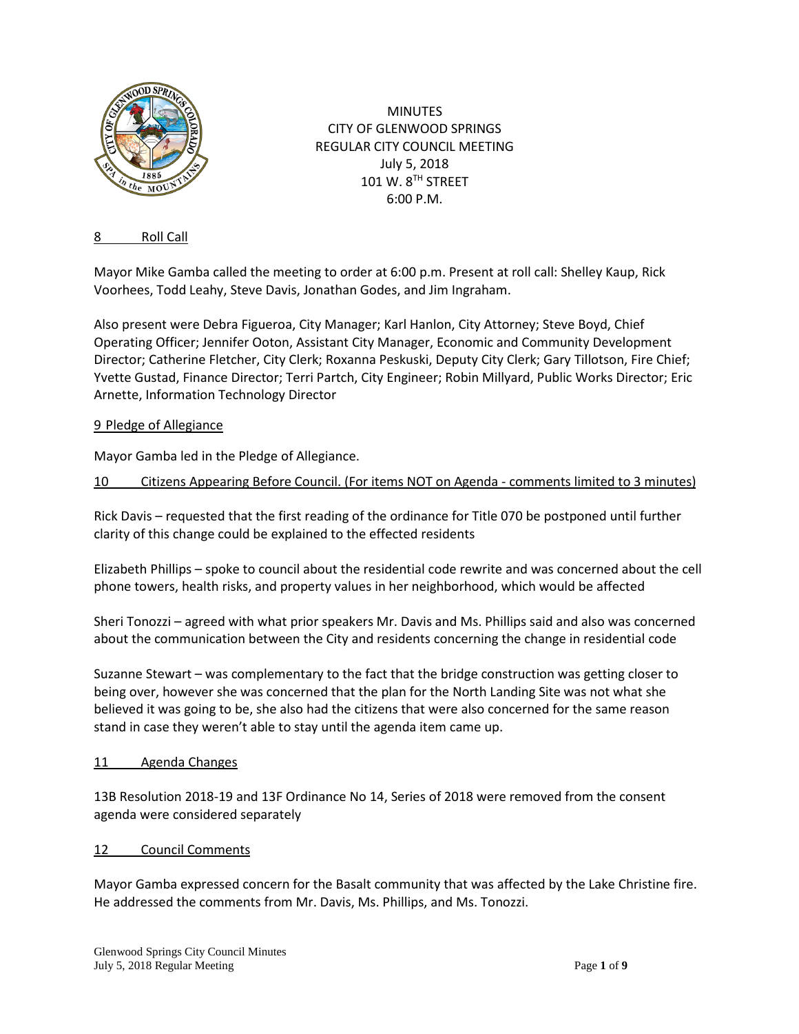# MINUTES
## CITY OF GLENWOOD SPRINGS
## REGULAR CITY COUNCIL MEETING
July 5, 2018
101 W. 8TH STREET
6:00 P.M.

8 Roll Call

Mayor Mike Gamba called the meeting to order at 6:00 p.m. Present at roll call: Shelley Kaup, Rick Voorhees, Todd Leahy, Steve Davis, Jonathan Godes, and Jim Ingraham.

Also present were Debra Figueroa, City Manager; Karl Hanlon, City Attorney; Steve Boyd, Chief Operating Officer; Jennifer Ooton, Assistant City Manager, Economic and Community Development Director; Catherine Fletcher, City Clerk; Roxanna Peskuski, Deputy City Clerk; Gary Tillotson, Fire Chief; Yvette Gustad, Finance Director; Terri Partch, City Engineer; Robin Millyard, Public Works Director; Eric Arnette, Information Technology Director

9 Pledge of Allegiance

Mayor Gamba led in the Pledge of Allegiance.

10 Citizens Appearing Before Council. (For items NOT on Agenda - comments limited to 3 minutes)

Rick Davis – requested that the first reading of the ordinance for Title 070 be postponed until further clarity of this change could be explained to the effected residents

Elizabeth Phillips – spoke to council about the residential code rewrite and was concerned about the cell phone towers, health risks, and property values in her neighborhood, which would be affected

Sheri Tonozzi – agreed with what prior speakers Mr. Davis and Ms. Phillips said and also was concerned about the communication between the City and residents concerning the change in residential code

Suzanne Stewart – was complementary to the fact that the bridge construction was getting closer to being over, however she was concerned that the plan for the North Landing Site was not what she believed it was going to be, she also had the citizens that were also concerned for the same reason stand in case they weren't able to stay until the agenda item came up.

11 Agenda Changes

13B Resolution 2018-19 and 13F Ordinance No 14, Series of 2018 were removed from the consent agenda were considered separately

12 Council Comments

Mayor Gamba expressed concern for the Basalt community that was affected by the Lake Christine fire. He addressed the comments from Mr. Davis, Ms. Phillips, and Ms. Tonozzi.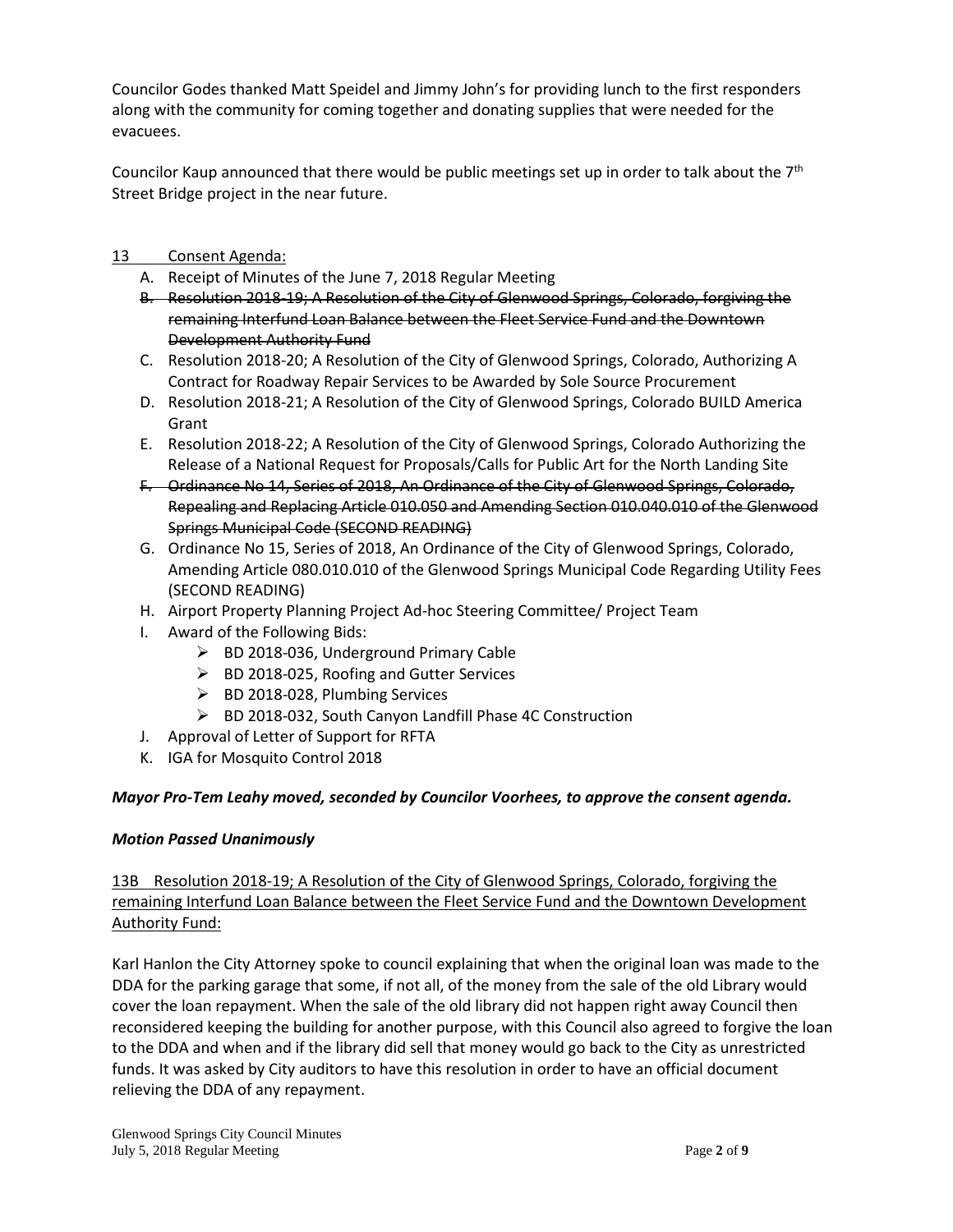Councilor Godes thanked Matt Speidel and Jimmy John's for providing lunch to the first responders along with the community for coming together and donating supplies that were needed for the evacuees.

Councilor Kaup announced that there would be public meetings set up in order to talk about the 7th Street Bridge project in the near future.

13 Consent Agenda:

A. Receipt of Minutes of the June 7, 2018 Regular Meeting
B. ~~Resolution 2018-19; A Resolution of the City of Glenwood Springs, Colorado, forgiving the remaining Interfund Loan Balance between the Fleet Service Fund and the Downtown Development Authority Fund~~
C. Resolution 2018-20; A Resolution of the City of Glenwood Springs, Colorado, Authorizing A Contract for Roadway Repair Services to be Awarded by Sole Source Procurement
D. Resolution 2018-21; A Resolution of the City of Glenwood Springs, Colorado BUILD America Grant
E. Resolution 2018-22; A Resolution of the City of Glenwood Springs, Colorado Authorizing the Release of a National Request for Proposals/Calls for Public Art for the North Landing Site
F. ~~Ordinance No 14, Series of 2018, An Ordinance of the City of Glenwood Springs, Colorado, Repealing and Replacing Article 010.050 and Amending Section 010.040.010 of the Glenwood Springs Municipal Code (SECOND READING)~~
G. Ordinance No 15, Series of 2018, An Ordinance of the City of Glenwood Springs, Colorado, Amending Article 080.010.010 of the Glenwood Springs Municipal Code Regarding Utility Fees (SECOND READING)
H. Airport Property Planning Project Ad-hoc Steering Committee/ Project Team
I. Award of the Following Bids:
   - BD 2018-036, Underground Primary Cable
   - BD 2018-025, Roofing and Gutter Services
   - BD 2018-028, Plumbing Services
   - BD 2018-032, South Canyon Landfill Phase 4C Construction
J. Approval of Letter of Support for RFTA
K. IGA for Mosquito Control 2018

***Mayor Pro-Tem Leahy moved, seconded by Councilor Voorhees, to approve the consent agenda.***

***Motion Passed Unanimously***

13B Resolution 2018-19; A Resolution of the City of Glenwood Springs, Colorado, forgiving the remaining Interfund Loan Balance between the Fleet Service Fund and the Downtown Development Authority Fund:

Karl Hanlon the City Attorney spoke to council explaining that when the original loan was made to the DDA for the parking garage that some, if not all, of the money from the sale of the old Library would cover the loan repayment. When the sale of the old library did not happen right away Council then reconsidered keeping the building for another purpose, with this Council also agreed to forgive the loan to the DDA and when and if the library did sell that money would go back to the City as unrestricted funds. It was asked by City auditors to have this resolution in order to have an official document relieving the DDA of any repayment.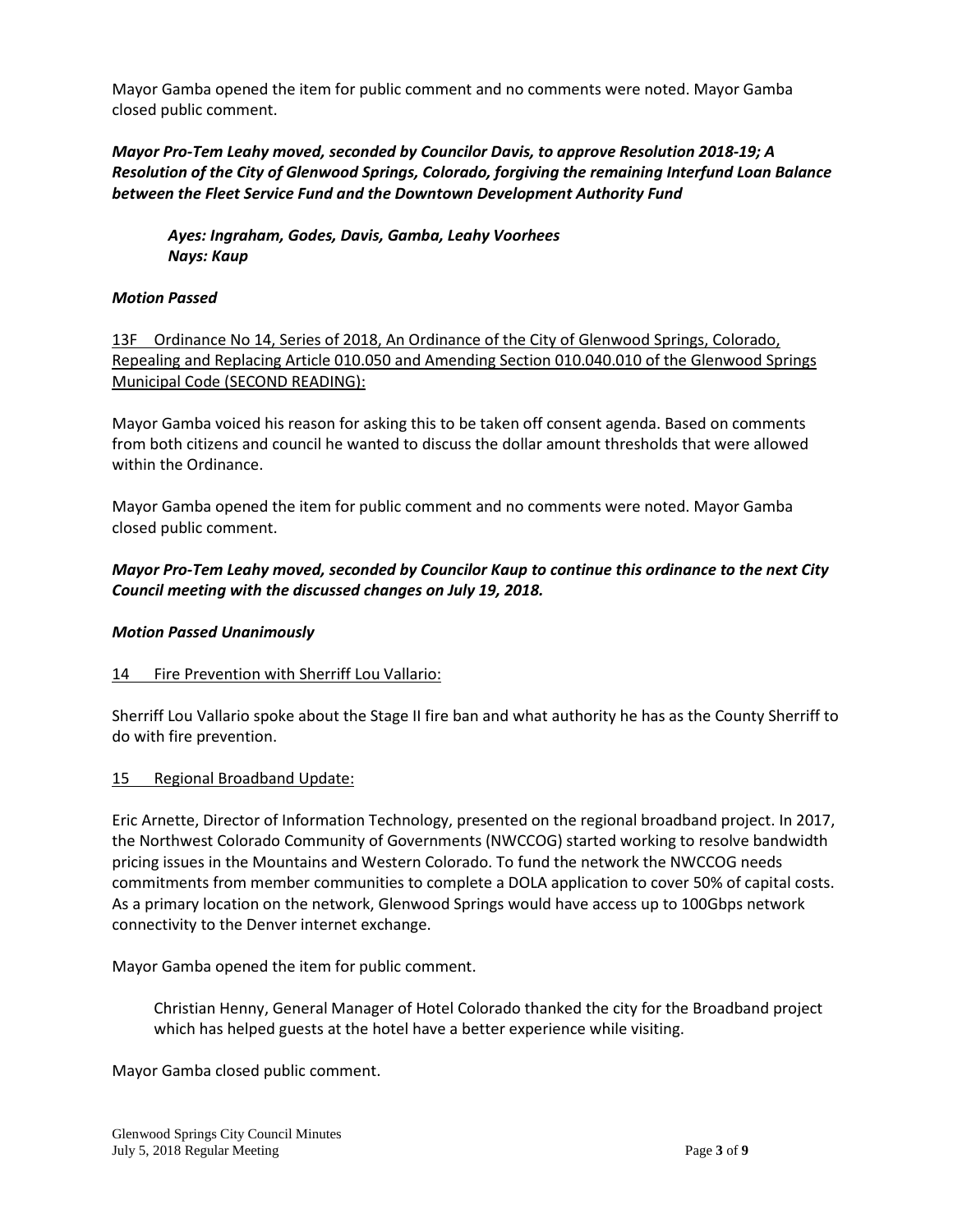Mayor Gamba opened the item for public comment and no comments were noted. Mayor Gamba closed public comment.

***Mayor Pro-Tem Leahy moved, seconded by Councilor Davis, to approve Resolution 2018-19; A Resolution of the City of Glenwood Springs, Colorado, forgiving the remaining Interfund Loan Balance between the Fleet Service Fund and the Downtown Development Authority Fund***

> ***Ayes: Ingraham, Godes, Davis, Gamba, Leahy Voorhees***
> ***Nays: Kaup***

***Motion Passed***

<u>13F Ordinance No 14, Series of 2018, An Ordinance of the City of Glenwood Springs, Colorado, Repealing and Replacing Article 010.050 and Amending Section 010.040.010 of the Glenwood Springs Municipal Code (SECOND READING):</u>

Mayor Gamba voiced his reason for asking this to be taken off consent agenda. Based on comments from both citizens and council he wanted to discuss the dollar amount thresholds that were allowed within the Ordinance.

Mayor Gamba opened the item for public comment and no comments were noted. Mayor Gamba closed public comment.

***Mayor Pro-Tem Leahy moved, seconded by Councilor Kaup to continue this ordinance to the next City Council meeting with the discussed changes on July 19, 2018.***

***Motion Passed Unanimously***

<u>14 Fire Prevention with Sherriff Lou Vallario:</u>

Sherriff Lou Vallario spoke about the Stage II fire ban and what authority he has as the County Sherriff to do with fire prevention.

<u>15 Regional Broadband Update:</u>

Eric Arnette, Director of Information Technology, presented on the regional broadband project. In 2017, the Northwest Colorado Community of Governments (NWCCOG) started working to resolve bandwidth pricing issues in the Mountains and Western Colorado. To fund the network the NWCCOG needs commitments from member communities to complete a DOLA application to cover 50% of capital costs. As a primary location on the network, Glenwood Springs would have access up to 100Gbps network connectivity to the Denver internet exchange.

Mayor Gamba opened the item for public comment.

> Christian Henny, General Manager of Hotel Colorado thanked the city for the Broadband project which has helped guests at the hotel have a better experience while visiting.

Mayor Gamba closed public comment.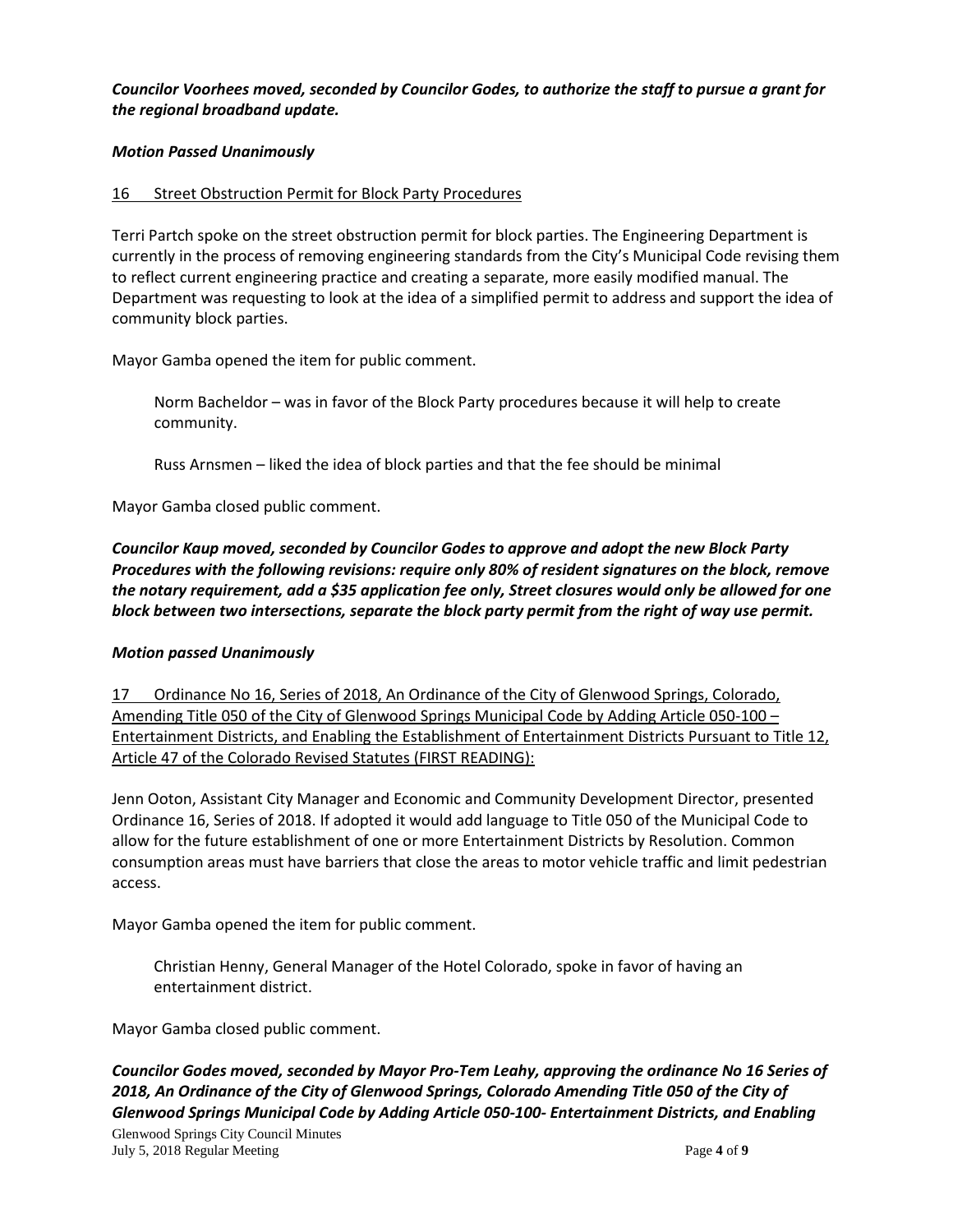***Councilor Voorhees moved, seconded by Councilor Godes, to authorize the staff to pursue a grant for the regional broadband update.***

***Motion Passed Unanimously***

16 Street Obstruction Permit for Block Party Procedures

Terri Partch spoke on the street obstruction permit for block parties. The Engineering Department is currently in the process of removing engineering standards from the City's Municipal Code revising them to reflect current engineering practice and creating a separate, more easily modified manual. The Department was requesting to look at the idea of a simplified permit to address and support the idea of community block parties.

Mayor Gamba opened the item for public comment.

> Norm Bacheldor – was in favor of the Block Party procedures because it will help to create community.
>
> Russ Arnsmen – liked the idea of block parties and that the fee should be minimal

Mayor Gamba closed public comment.

***Councilor Kaup moved, seconded by Councilor Godes to approve and adopt the new Block Party Procedures with the following revisions: require only 80% of resident signatures on the block, remove the notary requirement, add a $35 application fee only, Street closures would only be allowed for one block between two intersections, separate the block party permit from the right of way use permit.***

***Motion passed Unanimously***

17 Ordinance No 16, Series of 2018, An Ordinance of the City of Glenwood Springs, Colorado, Amending Title 050 of the City of Glenwood Springs Municipal Code by Adding Article 050-100 – Entertainment Districts, and Enabling the Establishment of Entertainment Districts Pursuant to Title 12, Article 47 of the Colorado Revised Statutes (FIRST READING):

Jenn Ooton, Assistant City Manager and Economic and Community Development Director, presented Ordinance 16, Series of 2018. If adopted it would add language to Title 050 of the Municipal Code to allow for the future establishment of one or more Entertainment Districts by Resolution. Common consumption areas must have barriers that close the areas to motor vehicle traffic and limit pedestrian access.

Mayor Gamba opened the item for public comment.

> Christian Henny, General Manager of the Hotel Colorado, spoke in favor of having an entertainment district.

Mayor Gamba closed public comment.

***Councilor Godes moved, seconded by Mayor Pro-Tem Leahy, approving the ordinance No 16 Series of 2018, An Ordinance of the City of Glenwood Springs, Colorado Amending Title 050 of the City of Glenwood Springs Municipal Code by Adding Article 050-100- Entertainment Districts, and Enabling***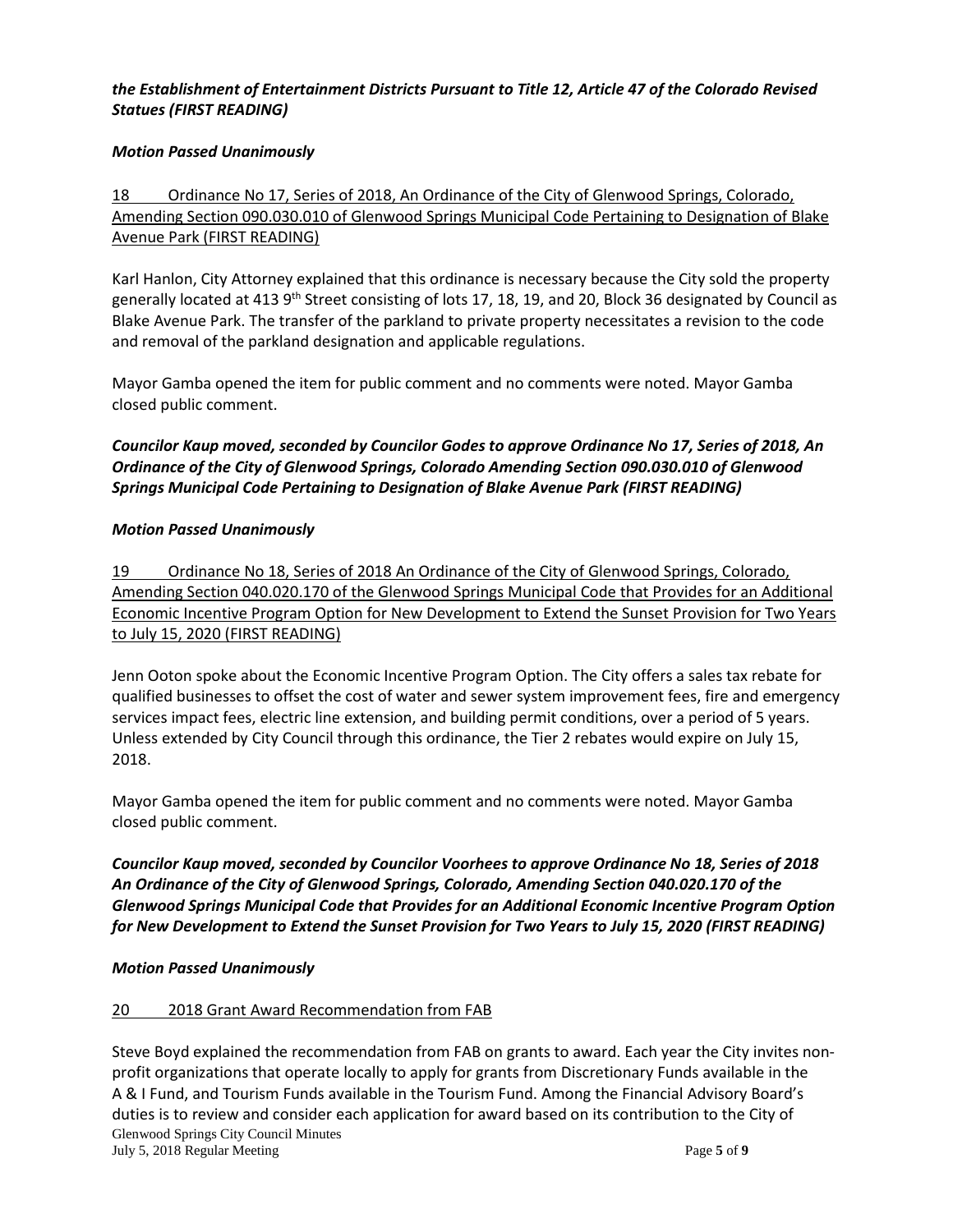***the Establishment of Entertainment Districts Pursuant to Title 12, Article 47 of the Colorado Revised Statues (FIRST READING)***

***Motion Passed Unanimously***

18 Ordinance No 17, Series of 2018, An Ordinance of the City of Glenwood Springs, Colorado, Amending Section 090.030.010 of Glenwood Springs Municipal Code Pertaining to Designation of Blake Avenue Park (FIRST READING)

Karl Hanlon, City Attorney explained that this ordinance is necessary because the City sold the property generally located at 413 9th Street consisting of lots 17, 18, 19, and 20, Block 36 designated by Council as Blake Avenue Park. The transfer of the parkland to private property necessitates a revision to the code and removal of the parkland designation and applicable regulations.

Mayor Gamba opened the item for public comment and no comments were noted. Mayor Gamba closed public comment.

***Councilor Kaup moved, seconded by Councilor Godes to approve Ordinance No 17, Series of 2018, An Ordinance of the City of Glenwood Springs, Colorado Amending Section 090.030.010 of Glenwood Springs Municipal Code Pertaining to Designation of Blake Avenue Park (FIRST READING)***

***Motion Passed Unanimously***

19 Ordinance No 18, Series of 2018 An Ordinance of the City of Glenwood Springs, Colorado, Amending Section 040.020.170 of the Glenwood Springs Municipal Code that Provides for an Additional Economic Incentive Program Option for New Development to Extend the Sunset Provision for Two Years to July 15, 2020 (FIRST READING)

Jenn Ooton spoke about the Economic Incentive Program Option. The City offers a sales tax rebate for qualified businesses to offset the cost of water and sewer system improvement fees, fire and emergency services impact fees, electric line extension, and building permit conditions, over a period of 5 years. Unless extended by City Council through this ordinance, the Tier 2 rebates would expire on July 15, 2018.

Mayor Gamba opened the item for public comment and no comments were noted. Mayor Gamba closed public comment.

***Councilor Kaup moved, seconded by Councilor Voorhees to approve Ordinance No 18, Series of 2018 An Ordinance of the City of Glenwood Springs, Colorado, Amending Section 040.020.170 of the Glenwood Springs Municipal Code that Provides for an Additional Economic Incentive Program Option for New Development to Extend the Sunset Provision for Two Years to July 15, 2020 (FIRST READING)***

***Motion Passed Unanimously***

20 2018 Grant Award Recommendation from FAB

Steve Boyd explained the recommendation from FAB on grants to award. Each year the City invites non-profit organizations that operate locally to apply for grants from Discretionary Funds available in the A & I Fund, and Tourism Funds available in the Tourism Fund. Among the Financial Advisory Board's duties is to review and consider each application for award based on its contribution to the City of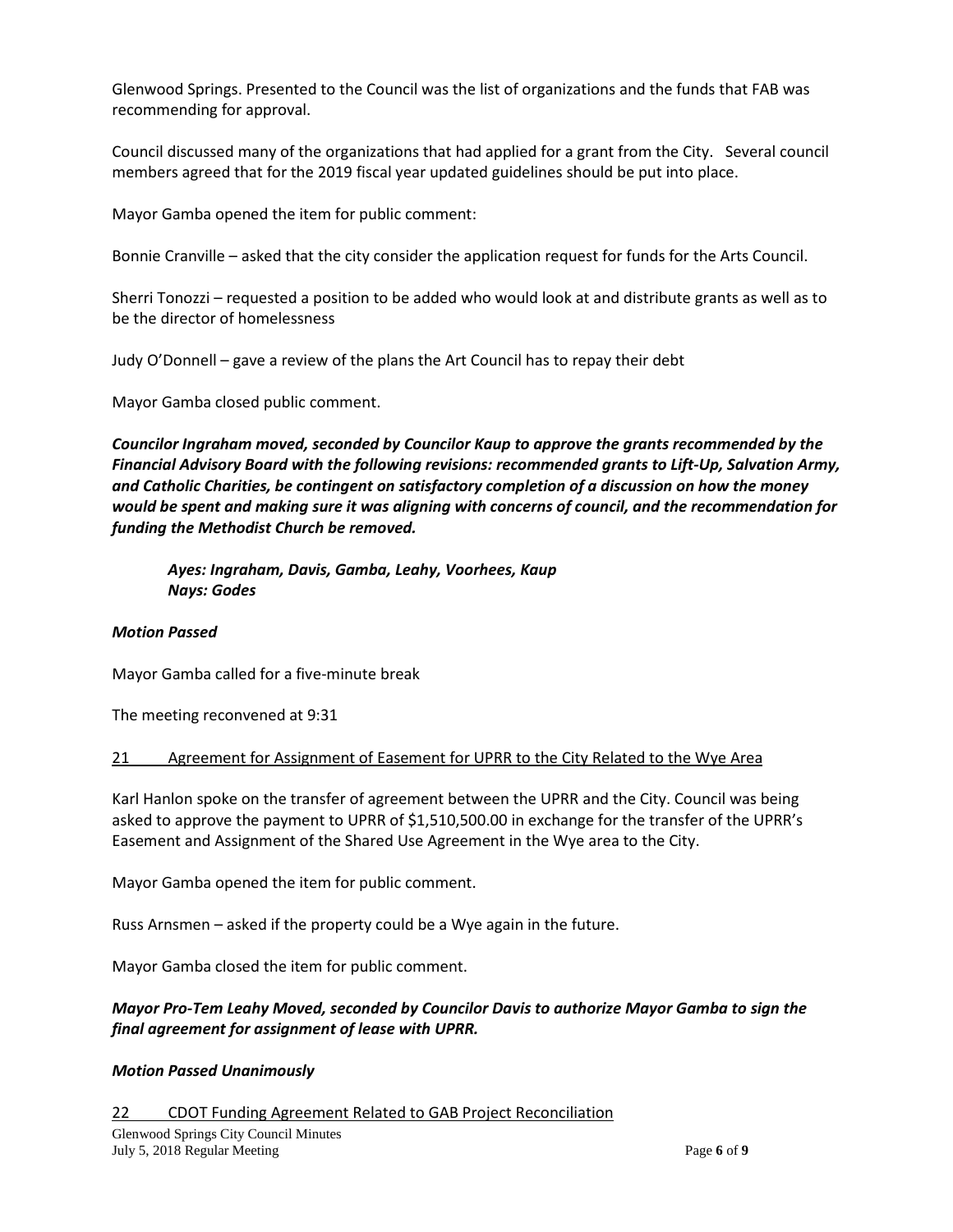Glenwood Springs. Presented to the Council was the list of organizations and the funds that FAB was recommending for approval.

Council discussed many of the organizations that had applied for a grant from the City. Several council members agreed that for the 2019 fiscal year updated guidelines should be put into place.

Mayor Gamba opened the item for public comment:

Bonnie Cranville – asked that the city consider the application request for funds for the Arts Council.

Sherri Tonozzi – requested a position to be added who would look at and distribute grants as well as to be the director of homelessness

Judy O'Donnell – gave a review of the plans the Art Council has to repay their debt

Mayor Gamba closed public comment.

***Councilor Ingraham moved, seconded by Councilor Kaup to approve the grants recommended by the Financial Advisory Board with the following revisions: recommended grants to Lift-Up, Salvation Army, and Catholic Charities, be contingent on satisfactory completion of a discussion on how the money would be spent and making sure it was aligning with concerns of council, and the recommendation for funding the Methodist Church be removed.***

> ***Ayes: Ingraham, Davis, Gamba, Leahy, Voorhees, Kaup***
> ***Nays: Godes***

***Motion Passed***

Mayor Gamba called for a five-minute break

The meeting reconvened at 9:31

21 Agreement for Assignment of Easement for UPRR to the City Related to the Wye Area

Karl Hanlon spoke on the transfer of agreement between the UPRR and the City. Council was being asked to approve the payment to UPRR of $1,510,500.00 in exchange for the transfer of the UPRR's Easement and Assignment of the Shared Use Agreement in the Wye area to the City.

Mayor Gamba opened the item for public comment.

Russ Arnsmen – asked if the property could be a Wye again in the future.

Mayor Gamba closed the item for public comment.

***Mayor Pro-Tem Leahy Moved, seconded by Councilor Davis to authorize Mayor Gamba to sign the final agreement for assignment of lease with UPRR.***

***Motion Passed Unanimously***

22 CDOT Funding Agreement Related to GAB Project Reconciliation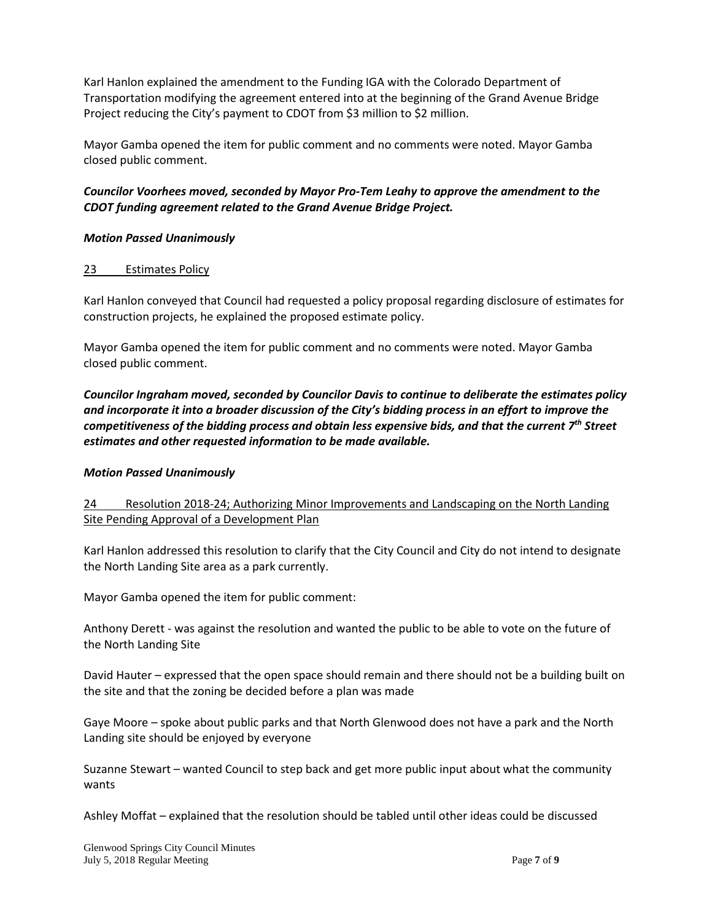Karl Hanlon explained the amendment to the Funding IGA with the Colorado Department of Transportation modifying the agreement entered into at the beginning of the Grand Avenue Bridge Project reducing the City's payment to CDOT from \$3 million to \$2 million.

Mayor Gamba opened the item for public comment and no comments were noted. Mayor Gamba closed public comment.

***Councilor Voorhees moved, seconded by Mayor Pro-Tem Leahy to approve the amendment to the CDOT funding agreement related to the Grand Avenue Bridge Project.***

***Motion Passed Unanimously***

23 Estimates Policy

Karl Hanlon conveyed that Council had requested a policy proposal regarding disclosure of estimates for construction projects, he explained the proposed estimate policy.

Mayor Gamba opened the item for public comment and no comments were noted. Mayor Gamba closed public comment.

***Councilor Ingraham moved, seconded by Councilor Davis to continue to deliberate the estimates policy and incorporate it into a broader discussion of the City's bidding process in an effort to improve the competitiveness of the bidding process and obtain less expensive bids, and that the current 7th Street estimates and other requested information to be made available.***

***Motion Passed Unanimously***

24 Resolution 2018-24; Authorizing Minor Improvements and Landscaping on the North Landing Site Pending Approval of a Development Plan

Karl Hanlon addressed this resolution to clarify that the City Council and City do not intend to designate the North Landing Site area as a park currently.

Mayor Gamba opened the item for public comment:

Anthony Derett - was against the resolution and wanted the public to be able to vote on the future of the North Landing Site

David Hauter – expressed that the open space should remain and there should not be a building built on the site and that the zoning be decided before a plan was made

Gaye Moore – spoke about public parks and that North Glenwood does not have a park and the North Landing site should be enjoyed by everyone

Suzanne Stewart – wanted Council to step back and get more public input about what the community wants

Ashley Moffat – explained that the resolution should be tabled until other ideas could be discussed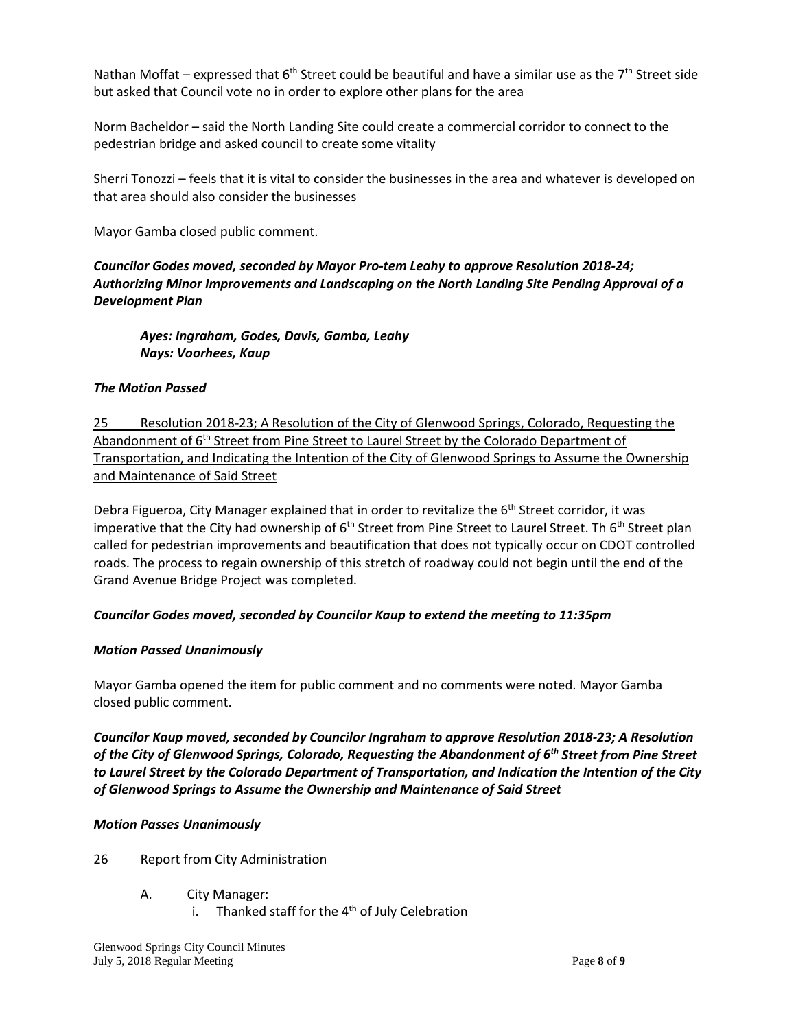Nathan Moffat – expressed that 6th Street could be beautiful and have a similar use as the 7th Street side but asked that Council vote no in order to explore other plans for the area

Norm Bacheldor – said the North Landing Site could create a commercial corridor to connect to the pedestrian bridge and asked council to create some vitality

Sherri Tonozzi – feels that it is vital to consider the businesses in the area and whatever is developed on that area should also consider the businesses

Mayor Gamba closed public comment.

***Councilor Godes moved, seconded by Mayor Pro-tem Leahy to approve Resolution 2018-24; Authorizing Minor Improvements and Landscaping on the North Landing Site Pending Approval of a Development Plan***

> ***Ayes: Ingraham, Godes, Davis, Gamba, Leahy***
> ***Nays: Voorhees, Kaup***

***The Motion Passed***

25 Resolution 2018-23; A Resolution of the City of Glenwood Springs, Colorado, Requesting the Abandonment of 6th Street from Pine Street to Laurel Street by the Colorado Department of Transportation, and Indicating the Intention of the City of Glenwood Springs to Assume the Ownership and Maintenance of Said Street

Debra Figueroa, City Manager explained that in order to revitalize the 6th Street corridor, it was imperative that the City had ownership of 6th Street from Pine Street to Laurel Street. Th 6th Street plan called for pedestrian improvements and beautification that does not typically occur on CDOT controlled roads. The process to regain ownership of this stretch of roadway could not begin until the end of the Grand Avenue Bridge Project was completed.

***Councilor Godes moved, seconded by Councilor Kaup to extend the meeting to 11:35pm***

***Motion Passed Unanimously***

Mayor Gamba opened the item for public comment and no comments were noted. Mayor Gamba closed public comment.

***Councilor Kaup moved, seconded by Councilor Ingraham to approve Resolution 2018-23; A Resolution of the City of Glenwood Springs, Colorado, Requesting the Abandonment of 6th Street from Pine Street to Laurel Street by the Colorado Department of Transportation, and Indication the Intention of the City of Glenwood Springs to Assume the Ownership and Maintenance of Said Street***

***Motion Passes Unanimously***

26 Report from City Administration

A. City Manager:

i. Thanked staff for the 4th of July Celebration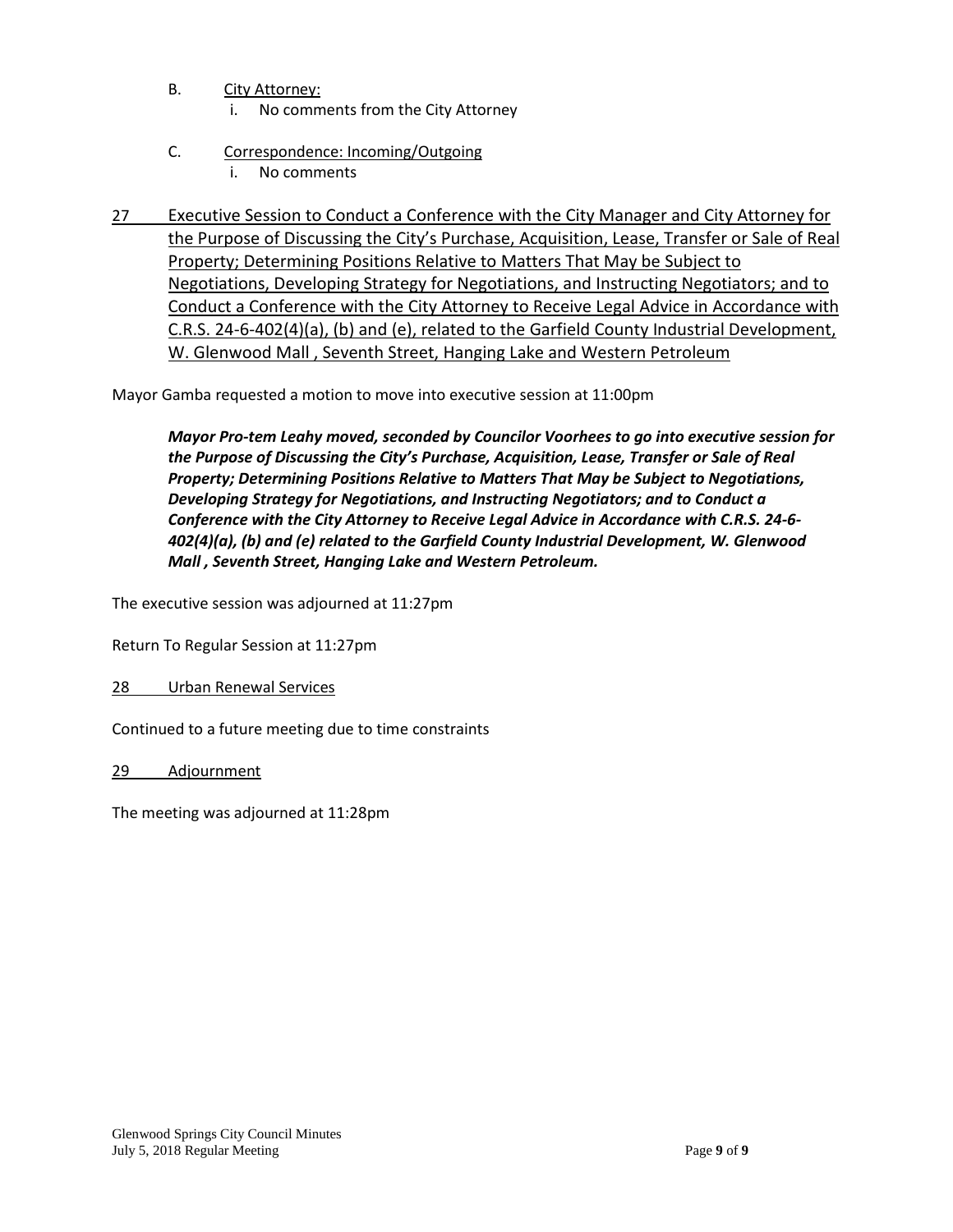B. City Attorney:

   i. No comments from the City Attorney

C. Correspondence: Incoming/Outgoing

   i. No comments

27 Executive Session to Conduct a Conference with the City Manager and City Attorney for the Purpose of Discussing the City's Purchase, Acquisition, Lease, Transfer or Sale of Real Property; Determining Positions Relative to Matters That May be Subject to Negotiations, Developing Strategy for Negotiations, and Instructing Negotiators; and to Conduct a Conference with the City Attorney to Receive Legal Advice in Accordance with C.R.S. 24-6-402(4)(a), (b) and (e), related to the Garfield County Industrial Development, W. Glenwood Mall , Seventh Street, Hanging Lake and Western Petroleum

Mayor Gamba requested a motion to move into executive session at 11:00pm

> ***Mayor Pro-tem Leahy moved, seconded by Councilor Voorhees to go into executive session for the Purpose of Discussing the City's Purchase, Acquisition, Lease, Transfer or Sale of Real Property; Determining Positions Relative to Matters That May be Subject to Negotiations, Developing Strategy for Negotiations, and Instructing Negotiators; and to Conduct a Conference with the City Attorney to Receive Legal Advice in Accordance with C.R.S. 24-6-402(4)(a), (b) and (e) related to the Garfield County Industrial Development, W. Glenwood Mall , Seventh Street, Hanging Lake and Western Petroleum.***

The executive session was adjourned at 11:27pm

Return To Regular Session at 11:27pm

28 Urban Renewal Services

Continued to a future meeting due to time constraints

29 Adjournment

The meeting was adjourned at 11:28pm